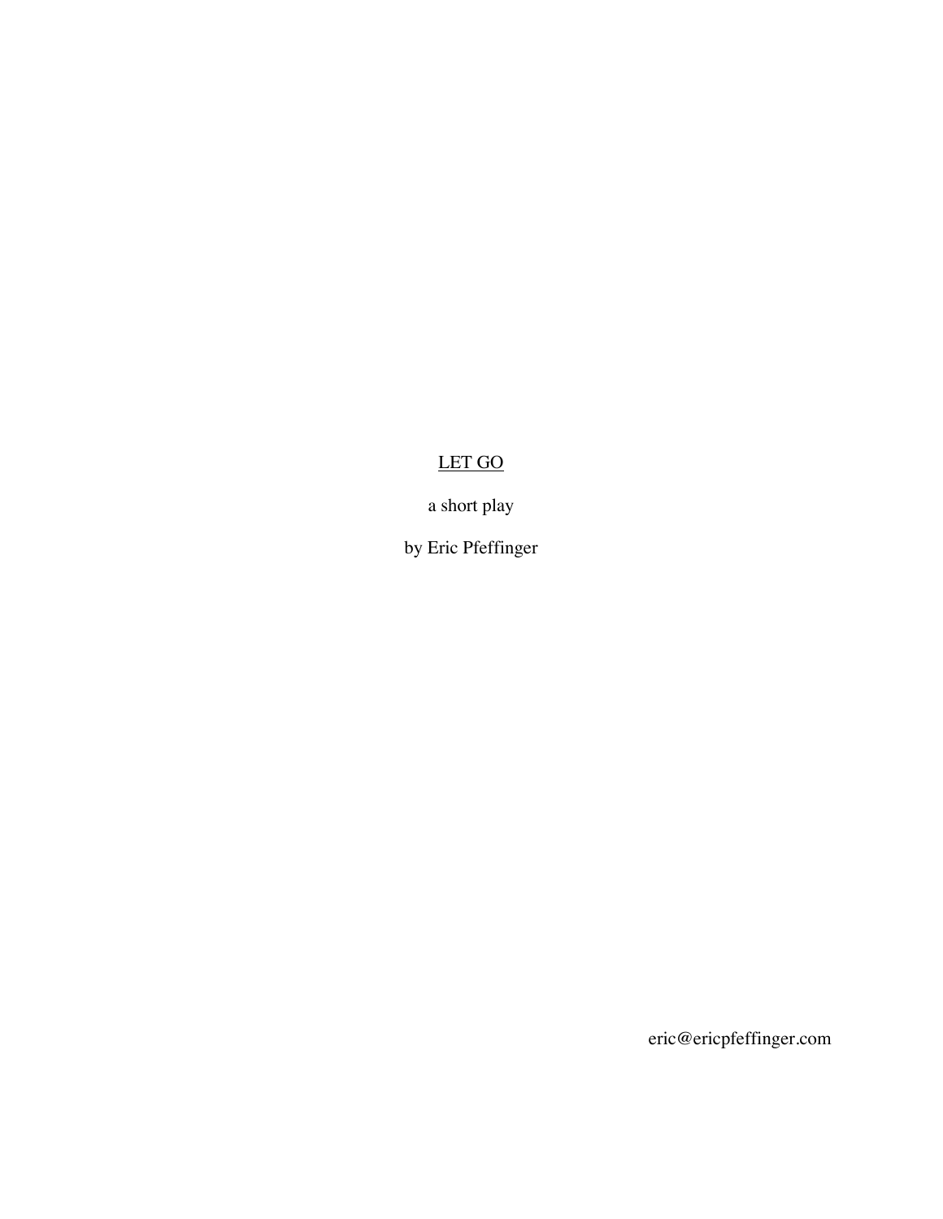# LET GO

a short play

by Eric Pfeffinger

eric@ericpfeffinger.com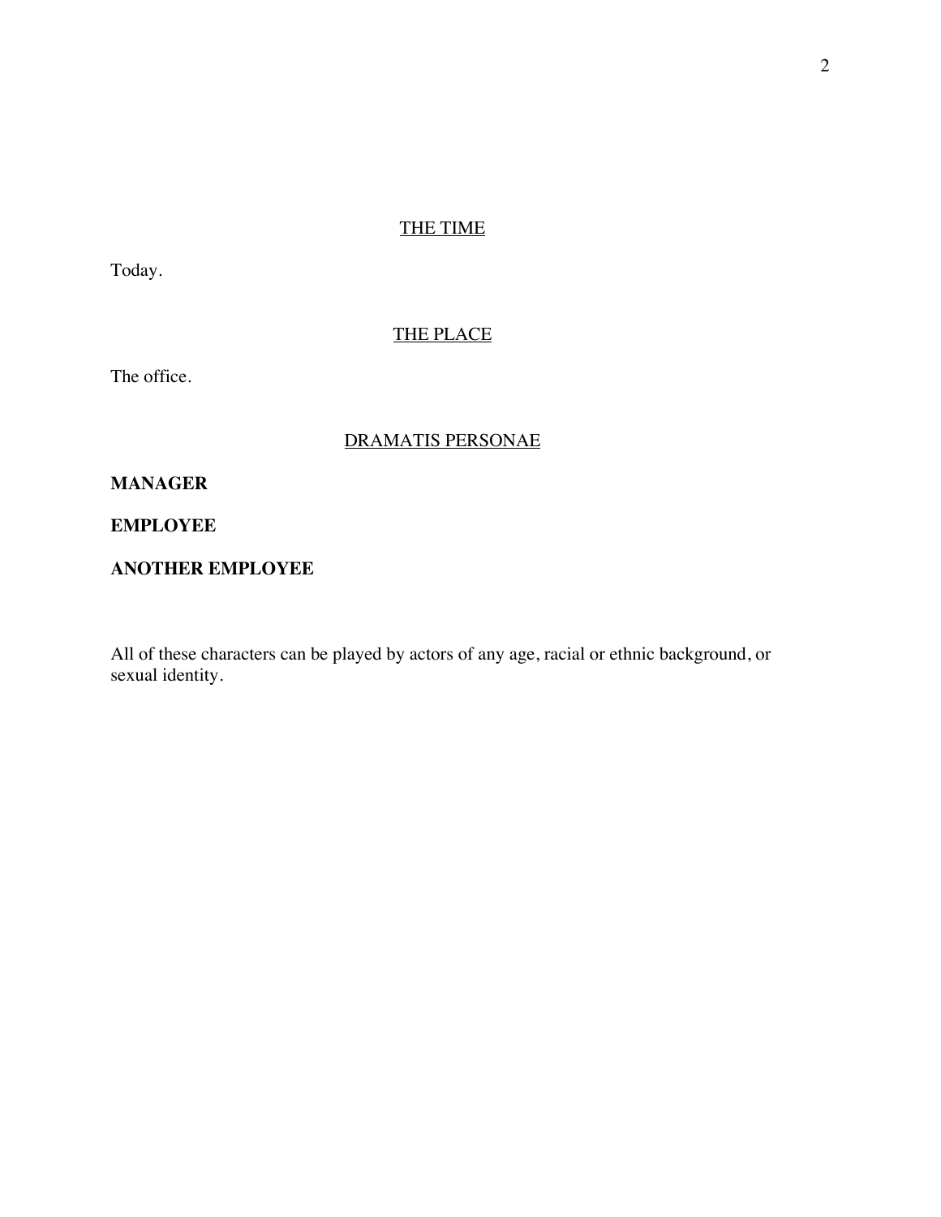## THE TIME

Today.

## THE PLACE

The office.

## DRAMATIS PERSONAE

**MANAGER**

**EMPLOYEE**

**ANOTHER EMPLOYEE**

All of these characters can be played by actors of any age, racial or ethnic background, or sexual identity.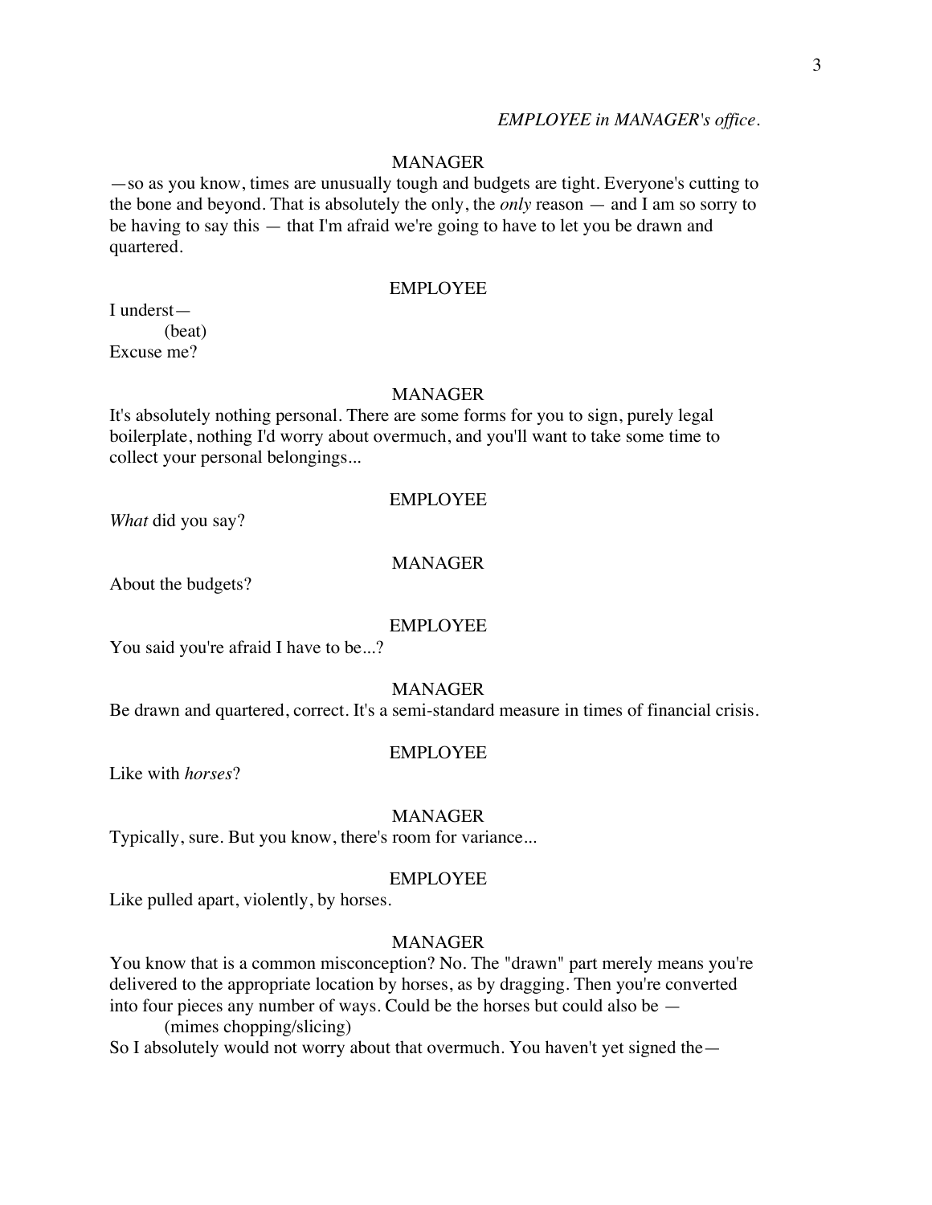*EMPLOYEE in MANAGER's office.*

MANAGER

—so as you know, times are unusually tough and budgets are tight. Everyone's cutting to the bone and beyond. That is absolutely the only, the *only* reason — and I am so sorry to be having to say this — that I'm afraid we're going to have to let you be drawn and quartered.

EMPLOYEE

I underst—
(beat)
Excuse me?

MANAGER

It's absolutely nothing personal. There are some forms for you to sign, purely legal boilerplate, nothing I'd worry about overmuch, and you'll want to take some time to collect your personal belongings...

EMPLOYEE

*What* did you say?

MANAGER

About the budgets?

EMPLOYEE

You said you're afraid I have to be...?

MANAGER

Be drawn and quartered, correct. It's a semi-standard measure in times of financial crisis.

EMPLOYEE

Like with *horses*?

MANAGER

Typically, sure. But you know, there's room for variance...

EMPLOYEE

Like pulled apart, violently, by horses.

MANAGER

You know that is a common misconception? No. The "drawn" part merely means you're delivered to the appropriate location by horses, as by dragging. Then you're converted into four pieces any number of ways. Could be the horses but could also be —
(mimes chopping/slicing)
So I absolutely would not worry about that overmuch. You haven't yet signed the—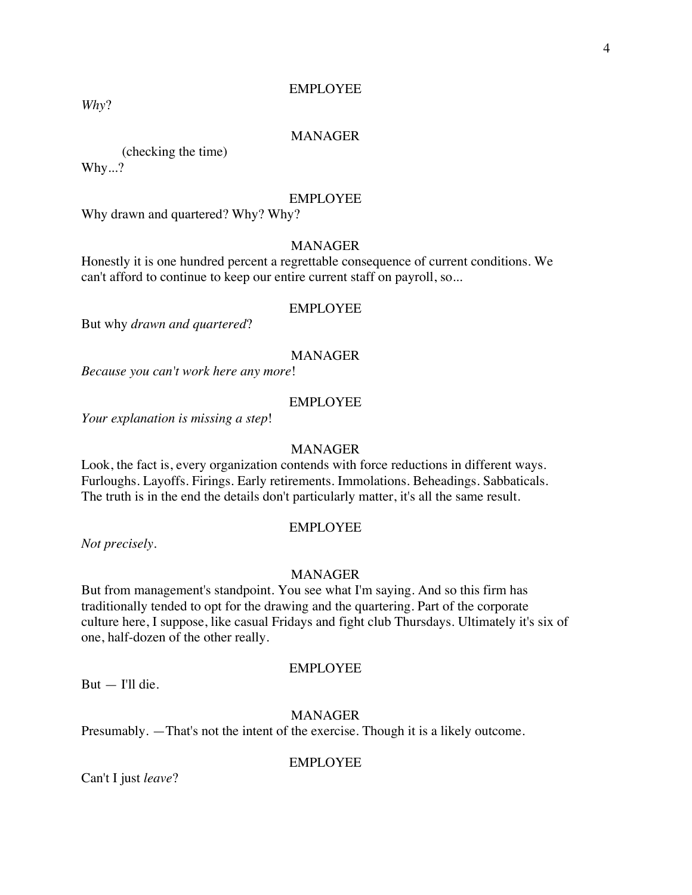EMPLOYEE

*Why*?

MANAGER

(checking the time)

Why...?

EMPLOYEE

Why drawn and quartered? Why? Why?

MANAGER

Honestly it is one hundred percent a regrettable consequence of current conditions. We can't afford to continue to keep our entire current staff on payroll, so...

EMPLOYEE

But why *drawn and quartered*?

MANAGER

*Because you can't work here any more*!

EMPLOYEE

*Your explanation is missing a step*!

MANAGER

Look, the fact is, every organization contends with force reductions in different ways. Furloughs. Layoffs. Firings. Early retirements. Immolations. Beheadings. Sabbaticals. The truth is in the end the details don't particularly matter, it's all the same result.

EMPLOYEE

*Not precisely*.

MANAGER

But from management's standpoint. You see what I'm saying. And so this firm has traditionally tended to opt for the drawing and the quartering. Part of the corporate culture here, I suppose, like casual Fridays and fight club Thursdays. Ultimately it's six of one, half-dozen of the other really.

EMPLOYEE

But — I'll die.

MANAGER

Presumably. —That's not the intent of the exercise. Though it is a likely outcome.

EMPLOYEE

Can't I just *leave*?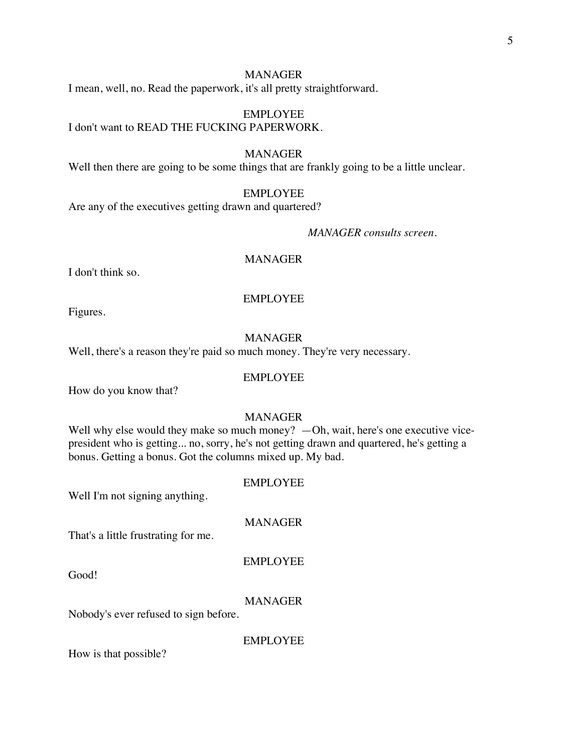MANAGER

I mean, well, no. Read the paperwork, it's all pretty straightforward.

EMPLOYEE

I don't want to READ THE FUCKING PAPERWORK.

MANAGER

Well then there are going to be some things that are frankly going to be a little unclear.

EMPLOYEE

Are any of the executives getting drawn and quartered?

*MANAGER consults screen.*

MANAGER

I don't think so.

EMPLOYEE

Figures.

MANAGER

Well, there's a reason they're paid so much money. They're very necessary.

EMPLOYEE

How do you know that?

MANAGER

Well why else would they make so much money? —Oh, wait, here's one executive vice-president who is getting... no, sorry, he's not getting drawn and quartered, he's getting a bonus. Getting a bonus. Got the columns mixed up. My bad.

EMPLOYEE

Well I'm not signing anything.

MANAGER

That's a little frustrating for me.

EMPLOYEE

Good!

MANAGER

Nobody's ever refused to sign before.

EMPLOYEE

How is that possible?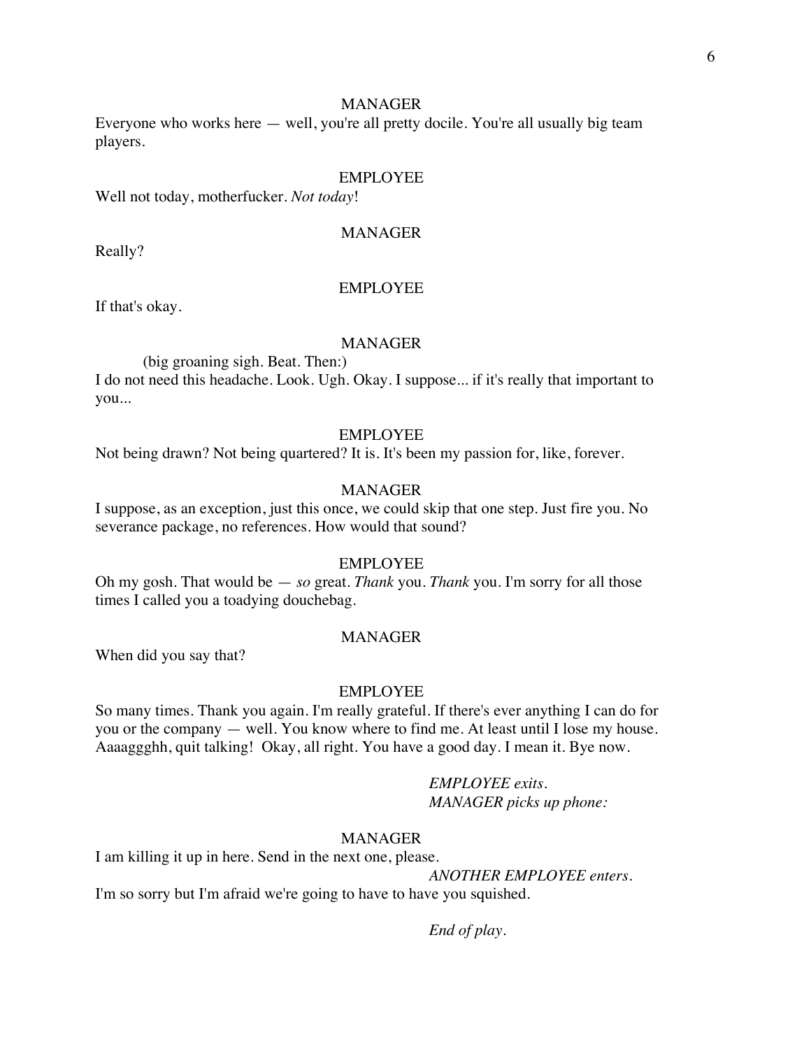MANAGER

Everyone who works here — well, you're all pretty docile. You're all usually big team players.

EMPLOYEE

Well not today, motherfucker. *Not today*!

MANAGER

Really?

EMPLOYEE

If that's okay.

MANAGER

(big groaning sigh. Beat. Then:)

I do not need this headache. Look. Ugh. Okay. I suppose... if it's really that important to you...

EMPLOYEE

Not being drawn? Not being quartered? It is. It's been my passion for, like, forever.

MANAGER

I suppose, as an exception, just this once, we could skip that one step. Just fire you. No severance package, no references. How would that sound?

EMPLOYEE

Oh my gosh. That would be — *so* great. *Thank* you. *Thank* you. I'm sorry for all those times I called you a toadying douchebag.

MANAGER

When did you say that?

EMPLOYEE

So many times. Thank you again. I'm really grateful. If there's ever anything I can do for you or the company — well. You know where to find me. At least until I lose my house. Aaaaggghh, quit talking! Okay, all right. You have a good day. I mean it. Bye now.

*EMPLOYEE exits.*
*MANAGER picks up phone:*

MANAGER

I am killing it up in here. Send in the next one, please.

*ANOTHER EMPLOYEE enters.*

I'm so sorry but I'm afraid we're going to have to have you squished.

*End of play.*